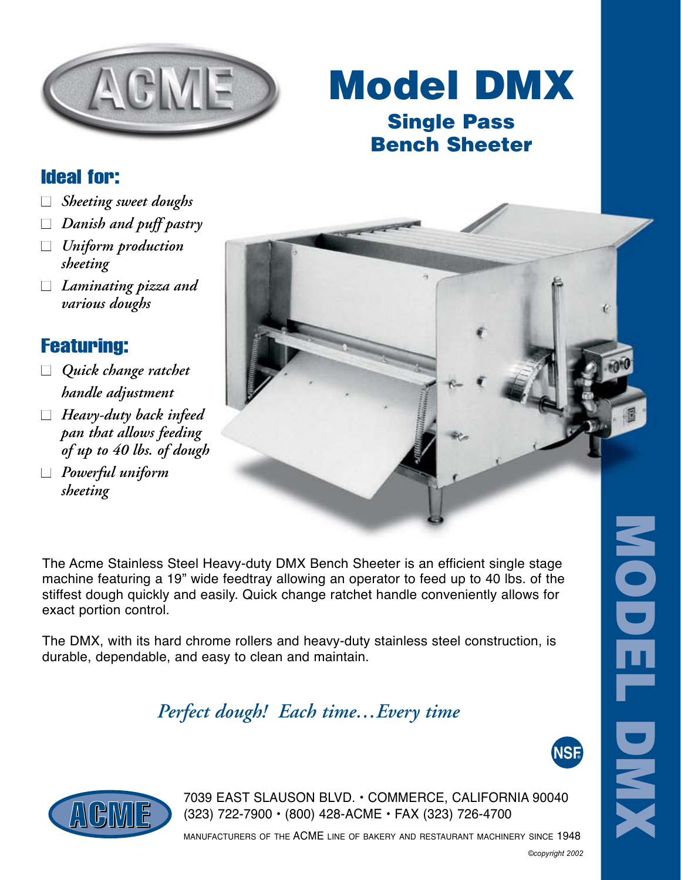# Model DMX

## Single Pass Bench Sheeter

### Ideal for:

- *Sheeting sweet doughs*
- *Danish and puff pastry*
- *Uniform production sheeting*
- *Laminating pizza and various doughs*

### Featuring:

- *Quick change ratchet handle adjustment*
- *Heavy-duty back infeed pan that allows feeding of up to 40 lbs. of dough*
- *Powerful uniform sheeting*

The Acme Stainless Steel Heavy-duty DMX Bench Sheeter is an efficient single stage machine featuring a 19" wide feedtray allowing an operator to feed up to 40 lbs. of the stiffest dough quickly and easily. Quick change ratchet handle conveniently allows for exact portion control.

The DMX, with its hard chrome rollers and heavy-duty stainless steel construction, is durable, dependable, and easy to clean and maintain.

*Perfect dough! Each time…Every time*

MODEL DMX

7039 EAST SLAUSON BLVD. • COMMERCE, CALIFORNIA 90040
(323) 722-7900 • (800) 428-ACME • FAX (323) 726-4700

MANUFACTURERS OF THE ACME LINE OF BAKERY AND RESTAURANT MACHINERY SINCE 1948

©copyright 2002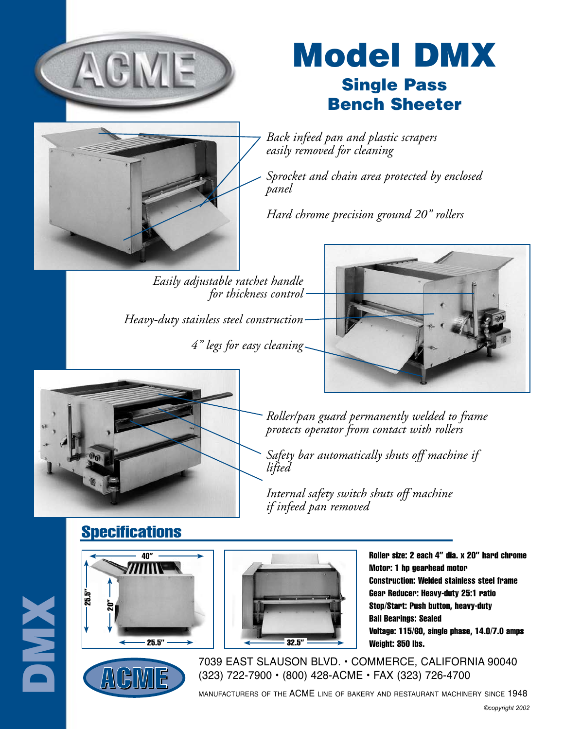ACME

# Model DMX

## Single Pass Bench Sheeter

*Back infeed pan and plastic scrapers easily removed for cleaning*

*Sprocket and chain area protected by enclosed panel*

*Hard chrome precision ground 20" rollers*

*Easily adjustable ratchet handle for thickness control*

*Heavy-duty stainless steel construction*

*4" legs for easy cleaning*

*Roller/pan guard permanently welded to frame protects operator from contact with rollers*

*Safety bar automatically shuts off machine if lifted*

*Internal safety switch shuts off machine if infeed pan removed*

## Specifications

40"
25.5"
20"
25.5"

32.5"

**Roller size: 2 each 4" dia. x 20" hard chrome**
**Motor: 1 hp gearhead motor**
**Construction: Welded stainless steel frame**
**Gear Reducer: Heavy-duty 25:1 ratio**
**Stop/Start: Push button, heavy-duty**
**Ball Bearings: Sealed**
**Voltage: 115/60, single phase, 14.0/7.0 amps**
**Weight: 350 lbs.**

ACME

7039 EAST SLAUSON BLVD. • COMMERCE, CALIFORNIA 90040
(323) 722-7900 • (800) 428-ACME • FAX (323) 726-4700

MANUFACTURERS OF THE ACME LINE OF BAKERY AND RESTAURANT MACHINERY SINCE 1948

©copyright 2002

DMX